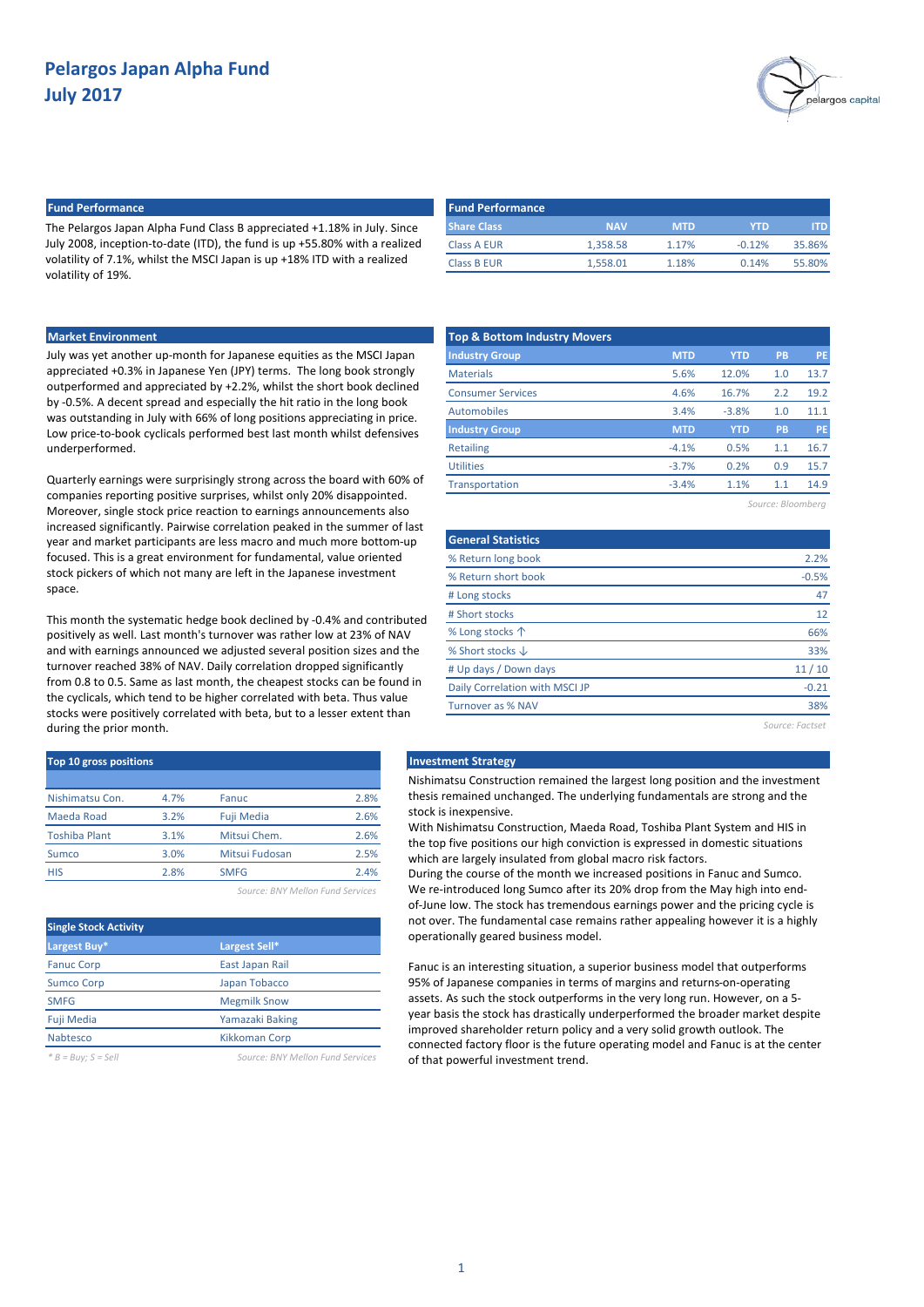# Pelargos Japan Alpha Fund
## July 2017

### Fund Performance

The Pelargos Japan Alpha Fund Class B appreciated +1.18% in July. Since July 2008, inception-to-date (ITD), the fund is up +55.80% with a realized volatility of 7.1%, whilst the MSCI Japan is up +18% ITD with a realized volatility of 19%.

| Share Class | NAV | MTD | YTD | ITD |
|---|---|---|---|---|
| Class A EUR | 1,358.58 | 1.17% | -0.12% | 35.86% |
| Class B EUR | 1,558.01 | 1.18% | 0.14% | 55.80% |

### Market Environment

July was yet another up-month for Japanese equities as the MSCI Japan appreciated +0.3% in Japanese Yen (JPY) terms. The long book strongly outperformed and appreciated by +2.2%, whilst the short book declined by -0.5%. A decent spread and especially the hit ratio in the long book was outstanding in July with 66% of long positions appreciating in price. Low price-to-book cyclicals performed best last month whilst defensives underperformed.

Quarterly earnings were surprisingly strong across the board with 60% of companies reporting positive surprises, whilst only 20% disappointed. Moreover, single stock price reaction to earnings announcements also increased significantly. Pairwise correlation peaked in the summer of last year and market participants are less macro and much more bottom-up focused. This is a great environment for fundamental, value oriented stock pickers of which not many are left in the Japanese investment space.

This month the systematic hedge book declined by -0.4% and contributed positively as well. Last month's turnover was rather low at 23% of NAV and with earnings announced we adjusted several position sizes and the turnover reached 38% of NAV. Daily correlation dropped significantly from 0.8 to 0.5. Same as last month, the cheapest stocks can be found in the cyclicals, which tend to be higher correlated with beta. Thus value stocks were positively correlated with beta, but to a lesser extent than during the prior month.

### Top & Bottom Industry Movers

| Industry Group | MTD | YTD | PB | PE |
|---|---|---|---|---|
| Materials | 5.6% | 12.0% | 1.0 | 13.7 |
| Consumer Services | 4.6% | 16.7% | 2.2 | 19.2 |
| Automobiles | 3.4% | -3.8% | 1.0 | 11.1 |
| **Industry Group** | **MTD** | **YTD** | **PB** | **PE** |
| Retailing | -4.1% | 0.5% | 1.1 | 16.7 |
| Utilities | -3.7% | 0.2% | 0.9 | 15.7 |
| Transportation | -3.4% | 1.1% | 1.1 | 14.9 |

*Source: Bloomberg*

### General Statistics

| General Statistics | |
|---|---|
| % Return long book | 2.2% |
| % Return short book | -0.5% |
| # Long stocks | 47 |
| # Short stocks | 12 |
| % Long stocks ↑ | 66% |
| % Short stocks ↓ | 33% |
| # Up days / Down days | 11 / 10 |
| Daily Correlation with MSCI JP | -0.21 |
| Turnover as % NAV | 38% |

*Source: Factset*

### Top 10 gross positions

| | | | |
|---|---|---|---|
| Nishimatsu Con. | 4.7% | Fanuc | 2.8% |
| Maeda Road | 3.2% | Fuji Media | 2.6% |
| Toshiba Plant | 3.1% | Mitsui Chem. | 2.6% |
| Sumco | 3.0% | Mitsui Fudosan | 2.5% |
| HIS | 2.8% | SMFG | 2.4% |

*Source: BNY Mellon Fund Services*

### Single Stock Activity

| Largest Buy* | Largest Sell* |
|---|---|
| Fanuc Corp | East Japan Rail |
| Sumco Corp | Japan Tobacco |
| SMFG | Megmilk Snow |
| Fuji Media | Yamazaki Baking |
| Nabtesco | Kikkoman Corp |

*\* B = Buy; S = Sell*

*Source: BNY Mellon Fund Services*

### Investment Strategy

Nishimatsu Construction remained the largest long position and the investment thesis remained unchanged. The underlying fundamentals are strong and the stock is inexpensive.

With Nishimatsu Construction, Maeda Road, Toshiba Plant System and HIS in the top five positions our high conviction is expressed in domestic situations which are largely insulated from global macro risk factors.

During the course of the month we increased positions in Fanuc and Sumco. We re-introduced long Sumco after its 20% drop from the May high into end-of-June low. The stock has tremendous earnings power and the pricing cycle is not over. The fundamental case remains rather appealing however it is a highly operationally geared business model.

Fanuc is an interesting situation, a superior business model that outperforms 95% of Japanese companies in terms of margins and returns-on-operating assets. As such the stock outperforms in the very long run. However, on a 5-year basis the stock has drastically underperformed the broader market despite improved shareholder return policy and a very solid growth outlook. The connected factory floor is the future operating model and Fanuc is at the center of that powerful investment trend.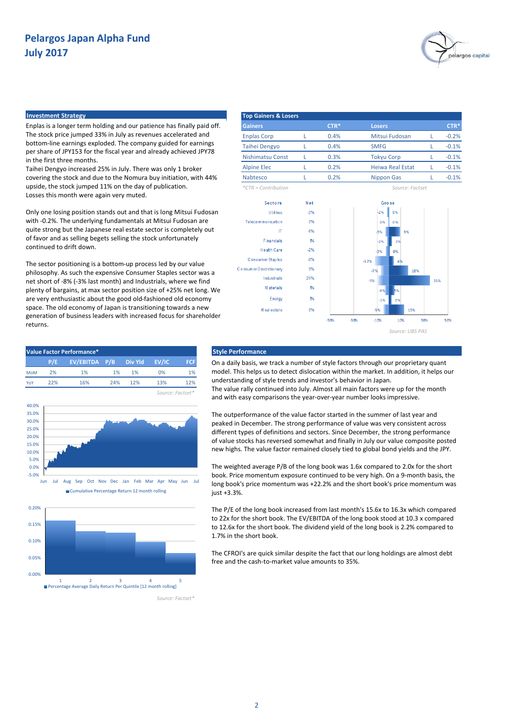# Pelargos Japan Alpha Fund
## July 2017

### Investment Strategy

Enplas is a longer term holding and our patience has finally paid off. The stock price jumped 33% in July as revenues accelerated and bottom-line earnings exploded. The company guided for earnings per share of JPY153 for the fiscal year and already achieved JPY78 in the first three months.
Taihei Dengyo increased 25% in July. There was only 1 broker covering the stock and due to the Nomura buy initiation, with 44% upside, the stock jumped 11% on the day of publication.
Losses this month were again very muted.

Only one losing position stands out and that is long Mitsui Fudosan with -0.2%. The underlying fundamentals at Mitsui Fudosan are quite strong but the Japanese real estate sector is completely out of favor and as selling begets selling the stock unfortunately continued to drift down.

The sector positioning is a bottom-up process led by our value philosophy. As such the expensive Consumer Staples sector was a net short of -8% (-3% last month) and Industrials, where we find plenty of bargains, at max sector position size of +25% net long. We are very enthusiastic about the good old-fashioned old economy space. The old economy of Japan is transitioning towards a new generation of business leaders with increased focus for shareholder returns.

### Top Gainers & Losers

| Gainers | | CTR* | Losers | | CTR* |
|---|---|---|---|---|---|
| Enplas Corp | L | 0.4% | Mitsui Fudosan | L | -0.2% |
| Taihei Dengyo | L | 0.4% | SMFG | L | -0.1% |
| Nishimatsu Const | L | 0.3% | Tokyu Corp | L | -0.1% |
| Alpine Elec | L | 0.2% | Heiwa Real Estat | L | -0.1% |
| Nabtesco | L | 0.2% | Nippon Gas | L | -0.1% |

*CTR = Contribution

Source: Factset

| Sectors | Net | Gross (short) | Gross (long) |
|---|---|---|---|
| Utilities | -2% | -2% | 0% |
| Telecommunication | 0% | 0% | 0% |
| IT | 6% | -3% | 9% |
| Financials | 1% | -2% | 3% |
| Health Care | -2% | -3% | 0% |
| Consumer Staples | -8% | -12% | 4% |
| Consumer Discretionary | 9% | -7% | 16% |
| Industrials | 25% | -9% | 35% |
| Materials | 1% | -4% | 5% |
| Energy | 1% | -1% | 2% |
| Real estate | 8% | -5% | 13% |

Source: UBS PAS

### Value Factor Performance*

| | P/E | EV/EBITDA | P/B | Div Yld | EV/IC | FCF |
|---|---|---|---|---|---|---|
| MoM | 2% | 1% | 1% | 1% | 0% | 1% |
| YoY | 22% | 16% | 24% | 12% | 13% | 12% |

Source: Factset*

Cumulative Percentage Return 12 month rolling

Percentage Average Daily Return Per Quintile [12 month rolling]

Source: Factset*

### Style Performance

On a daily basis, we track a number of style factors through our proprietary quant model. This helps us to detect dislocation within the market. In addition, it helps our understanding of style trends and investor's behavior in Japan.
The value rally continued into July. Almost all main factors were up for the month and with easy comparisons the year-over-year number looks impressive.

The outperformance of the value factor started in the summer of last year and peaked in December. The strong performance of value was very consistent across different types of definitions and sectors. Since December, the strong performance of value stocks has reversed somewhat and finally in July our value composite posted new highs. The value factor remained closely tied to global bond yields and the JPY.

The weighted average P/B of the long book was 1.6x compared to 2.0x for the short book. Price momentum exposure continued to be very high. On a 9-month basis, the long book's price momentum was +22.2% and the short book's price momentum was just +3.3%.

The P/E of the long book increased from last month's 15.6x to 16.3x which compared to 22x for the short book. The EV/EBITDA of the long book stood at 10.3 x compared to 12.6x for the short book. The dividend yield of the long book is 2.2% compared to 1.7% in the short book.

The CFROI's are quick similar despite the fact that our long holdings are almost debt free and the cash-to-market value amounts to 35%.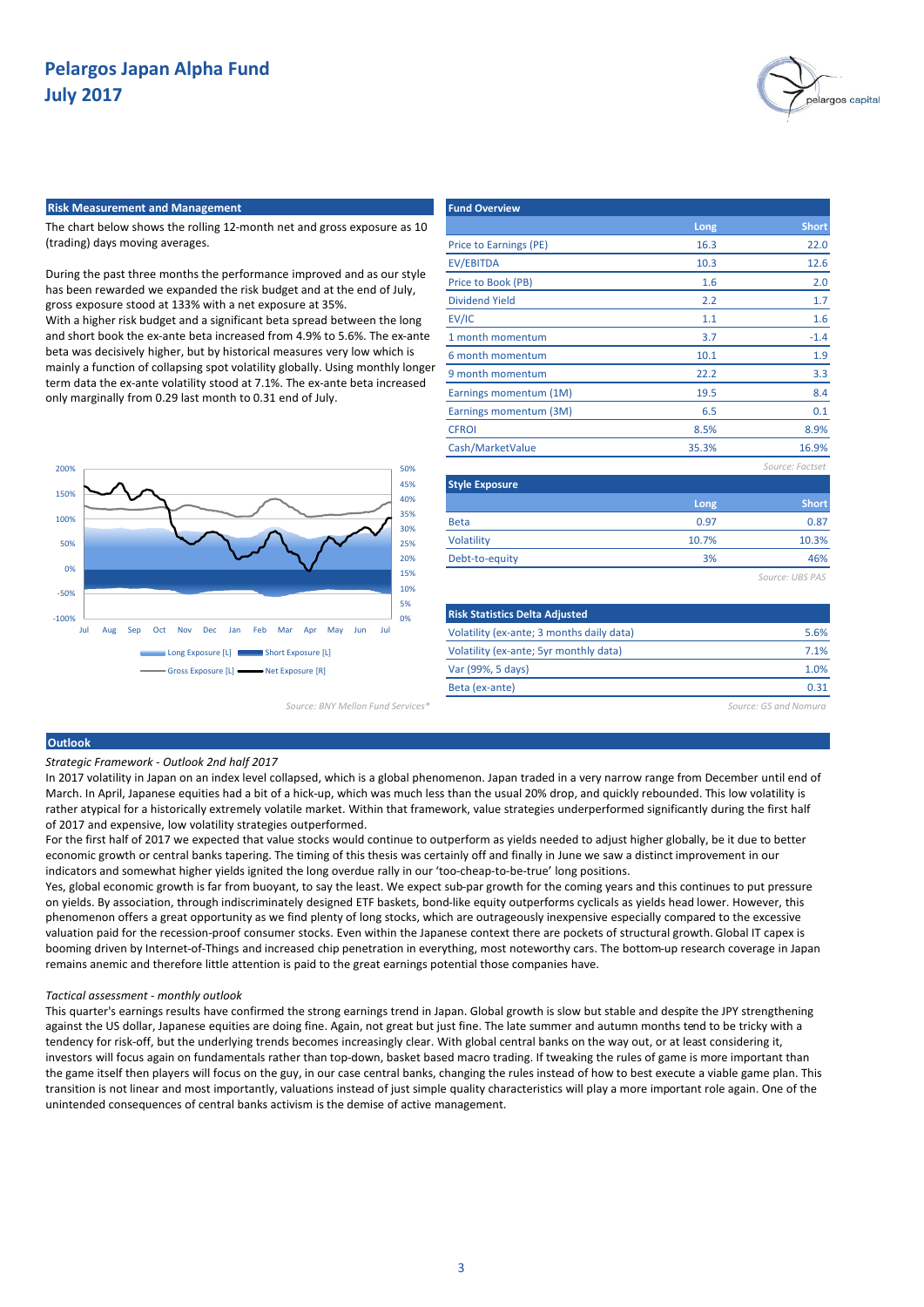# Pelargos Japan Alpha Fund
# July 2017

## Risk Measurement and Management

The chart below shows the rolling 12-month net and gross exposure as 10 (trading) days moving averages.

During the past three months the performance improved and as our style has been rewarded we expanded the risk budget and at the end of July, gross exposure stood at 133% with a net exposure at 35%.
With a higher risk budget and a significant beta spread between the long and short book the ex-ante beta increased from 4.9% to 5.6%. The ex-ante beta was decisively higher, but by historical measures very low which is mainly a function of collapsing spot volatility globally. Using monthly longer term data the ex-ante volatility stood at 7.1%. The ex-ante beta increased only marginally from 0.29 last month to 0.31 end of July.

Long Exposure [L] | Short Exposure [L] | Gross Exposure [L] | Net Exposure [R]

*Source: BNY Mellon Fund Services\**

## Fund Overview

| | Long | Short |
|---|---|---|
| Price to Earnings (PE) | 16.3 | 22.0 |
| EV/EBITDA | 10.3 | 12.6 |
| Price to Book (PB) | 1.6 | 2.0 |
| Dividend Yield | 2.2 | 1.7 |
| EV/IC | 1.1 | 1.6 |
| 1 month momentum | 3.7 | -1.4 |
| 6 month momentum | 10.1 | 1.9 |
| 9 month momentum | 22.2 | 3.3 |
| Earnings momentum (1M) | 19.5 | 8.4 |
| Earnings momentum (3M) | 6.5 | 0.1 |
| CFROI | 8.5% | 8.9% |
| Cash/MarketValue | 35.3% | 16.9% |

*Source: Factset*

## Style Exposure

| | Long | Short |
|---|---|---|
| Beta | 0.97 | 0.87 |
| Volatility | 10.7% | 10.3% |
| Debt-to-equity | 3% | 46% |

*Source: UBS PAS*

## Risk Statistics Delta Adjusted

| | |
|---|---|
| Volatility (ex-ante; 3 months daily data) | 5.6% |
| Volatility (ex-ante; 5yr monthly data) | 7.1% |
| Var (99%, 5 days) | 1.0% |
| Beta (ex-ante) | 0.31 |

*Source: GS and Nomura*

## Outlook

*Strategic Framework - Outlook 2nd half 2017*

In 2017 volatility in Japan on an index level collapsed, which is a global phenomenon. Japan traded in a very narrow range from December until end of March. In April, Japanese equities had a bit of a hick-up, which was much less than the usual 20% drop, and quickly rebounded. This low volatility is rather atypical for a historically extremely volatile market. Within that framework, value strategies underperformed significantly during the first half of 2017 and expensive, low volatility strategies outperformed.
For the first half of 2017 we expected that value stocks would continue to outperform as yields needed to adjust higher globally, be it due to better economic growth or central banks tapering. The timing of this thesis was certainly off and finally in June we saw a distinct improvement in our indicators and somewhat higher yields ignited the long overdue rally in our 'too-cheap-to-be-true' long positions.
Yes, global economic growth is far from buoyant, to say the least. We expect sub-par growth for the coming years and this continues to put pressure on yields. By association, through indiscriminately designed ETF baskets, bond-like equity outperforms cyclicals as yields head lower. However, this phenomenon offers a great opportunity as we find plenty of long stocks, which are outrageously inexpensive especially compared to the excessive valuation paid for the recession-proof consumer stocks. Even within the Japanese context there are pockets of structural growth. Global IT capex is booming driven by Internet-of-Things and increased chip penetration in everything, most noteworthy cars. The bottom-up research coverage in Japan remains anemic and therefore little attention is paid to the great earnings potential those companies have.

*Tactical assessment - monthly outlook*

This quarter's earnings results have confirmed the strong earnings trend in Japan. Global growth is slow but stable and despite the JPY strengthening against the US dollar, Japanese equities are doing fine. Again, not great but just fine. The late summer and autumn months tend to be tricky with a tendency for risk-off, but the underlying trends becomes increasingly clear. With global central banks on the way out, or at least considering it, investors will focus again on fundamentals rather than top-down, basket based macro trading. If tweaking the rules of game is more important than the game itself then players will focus on the guy, in our case central banks, changing the rules instead of how to best execute a viable game plan. This transition is not linear and most importantly, valuations instead of just simple quality characteristics will play a more important role again. One of the unintended consequences of central banks activism is the demise of active management.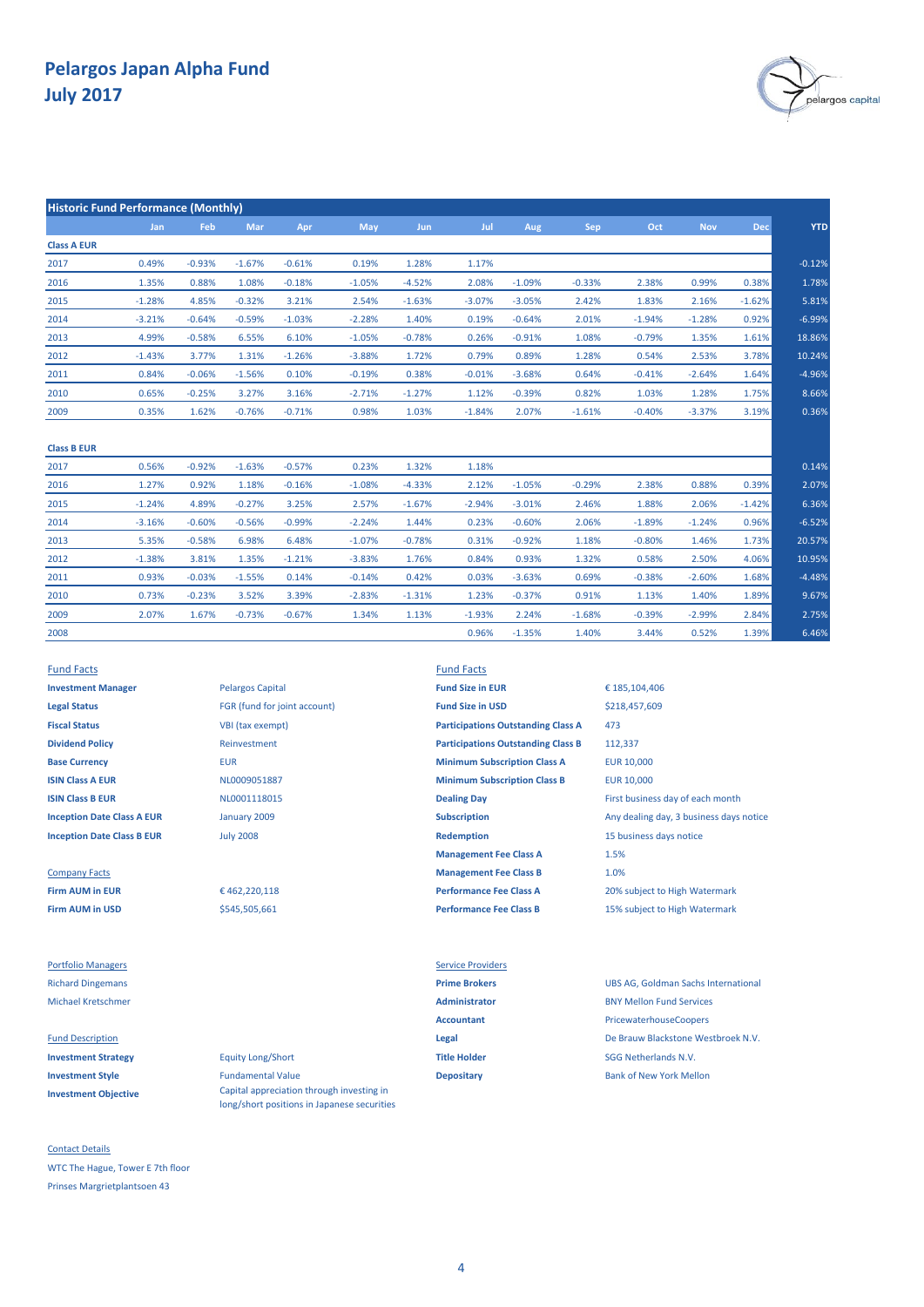# Pelargos Japan Alpha Fund
## July 2017

### Historic Fund Performance (Monthly)

| | Jan | Feb | Mar | Apr | May | Jun | Jul | Aug | Sep | Oct | Nov | Dec | YTD |
|---|---|---|---|---|---|---|---|---|---|---|---|---|---|
| **Class A EUR** | | | | | | | | | | | | | |
| 2017 | 0.49% | -0.93% | -1.67% | -0.61% | 0.19% | 1.28% | 1.17% | | | | | | -0.12% |
| 2016 | 1.35% | 0.88% | 1.08% | -0.18% | -1.05% | -4.52% | 2.08% | -1.09% | -0.33% | 2.38% | 0.99% | 0.38% | 1.78% |
| 2015 | -1.28% | 4.85% | -0.32% | 3.21% | 2.54% | -1.63% | -3.07% | -3.05% | 2.42% | 1.83% | 2.16% | -1.62% | 5.81% |
| 2014 | -3.21% | -0.64% | -0.59% | -1.03% | -2.28% | 1.40% | 0.19% | -0.64% | 2.01% | -1.94% | -1.28% | 0.92% | -6.99% |
| 2013 | 4.99% | -0.58% | 6.55% | 6.10% | -1.05% | -0.78% | 0.26% | -0.91% | 1.08% | -0.79% | 1.35% | 1.61% | 18.86% |
| 2012 | -1.43% | 3.77% | 1.31% | -1.26% | -3.88% | 1.72% | 0.79% | 0.89% | 1.28% | 0.54% | 2.53% | 3.78% | 10.24% |
| 2011 | 0.84% | -0.06% | -1.56% | 0.10% | -0.19% | 0.38% | -0.01% | -3.68% | 0.64% | -0.41% | -2.64% | 1.64% | -4.96% |
| 2010 | 0.65% | -0.25% | 3.27% | 3.16% | -2.71% | -1.27% | 1.12% | -0.39% | 0.82% | 1.03% | 1.28% | 1.75% | 8.66% |
| 2009 | 0.35% | 1.62% | -0.76% | -0.71% | 0.98% | 1.03% | -1.84% | 2.07% | -1.61% | -0.40% | -3.37% | 3.19% | 0.36% |
| **Class B EUR** | | | | | | | | | | | | | |
| 2017 | 0.56% | -0.92% | -1.63% | -0.57% | 0.23% | 1.32% | 1.18% | | | | | | 0.14% |
| 2016 | 1.27% | 0.92% | 1.18% | -0.16% | -1.08% | -4.33% | 2.12% | -1.05% | -0.29% | 2.38% | 0.88% | 0.39% | 2.07% |
| 2015 | -1.24% | 4.89% | -0.27% | 3.25% | 2.57% | -1.67% | -2.94% | -3.01% | 2.46% | 1.88% | 2.06% | -1.42% | 6.36% |
| 2014 | -3.16% | -0.60% | -0.56% | -0.99% | -2.24% | 1.44% | 0.23% | -0.60% | 2.06% | -1.89% | -1.24% | 0.96% | -6.52% |
| 2013 | 5.35% | -0.58% | 6.98% | 6.48% | -1.07% | -0.78% | 0.31% | -0.92% | 1.18% | -0.80% | 1.46% | 1.73% | 20.57% |
| 2012 | -1.38% | 3.81% | 1.35% | -1.21% | -3.83% | 1.76% | 0.84% | 0.93% | 1.32% | 0.58% | 2.50% | 4.06% | 10.95% |
| 2011 | 0.93% | -0.03% | -1.55% | 0.14% | -0.14% | 0.42% | 0.03% | -3.63% | 0.69% | -0.38% | -2.60% | 1.68% | -4.48% |
| 2010 | 0.73% | -0.23% | 3.52% | 3.39% | -2.83% | -1.31% | 1.23% | -0.37% | 0.91% | 1.13% | 1.40% | 1.89% | 9.67% |
| 2009 | 2.07% | 1.67% | -0.73% | -0.67% | 1.34% | 1.13% | -1.93% | 2.24% | -1.68% | -0.39% | -2.99% | 2.84% | 2.75% |
| 2008 | | | | | | | 0.96% | -1.35% | 1.40% | 3.44% | 0.52% | 1.39% | 6.46% |

### Fund Facts

| | |
|---|---|
| **Investment Manager** | Pelargos Capital |
| **Legal Status** | FGR (fund for joint account) |
| **Fiscal Status** | VBI (tax exempt) |
| **Dividend Policy** | Reinvestment |
| **Base Currency** | EUR |
| **ISIN Class A EUR** | NL0009051887 |
| **ISIN Class B EUR** | NL0001118015 |
| **Inception Date Class A EUR** | January 2009 |
| **Inception Date Class B EUR** | July 2008 |

### Company Facts

| | |
|---|---|
| **Firm AUM in EUR** | € 462,220,118 |
| **Firm AUM in USD** | $545,505,661 |

### Fund Facts

| | |
|---|---|
| **Fund Size in EUR** | € 185,104,406 |
| **Fund Size in USD** | $218,457,609 |
| **Participations Outstanding Class A** | 473 |
| **Participations Outstanding Class B** | 112,337 |
| **Minimum Subscription Class A** | EUR 10,000 |
| **Minimum Subscription Class B** | EUR 10,000 |
| **Dealing Day** | First business day of each month |
| **Subscription** | Any dealing day, 3 business days notice |
| **Redemption** | 15 business days notice |
| **Management Fee Class A** | 1.5% |
| **Management Fee Class B** | 1.0% |
| **Performance Fee Class A** | 20% subject to High Watermark |
| **Performance Fee Class B** | 15% subject to High Watermark |

### Portfolio Managers

Richard Dingemans

Michael Kretschmer

### Fund Description

| | |
|---|---|
| **Investment Strategy** | Equity Long/Short |
| **Investment Style** | Fundamental Value |
| **Investment Objective** | Capital appreciation through investing in long/short positions in Japanese securities |

### Service Providers

| | |
|---|---|
| **Prime Brokers** | UBS AG, Goldman Sachs International |
| **Administrator** | BNY Mellon Fund Services |
| **Accountant** | PricewaterhouseCoopers |
| **Legal** | De Brauw Blackstone Westbroek N.V. |
| **Title Holder** | SGG Netherlands N.V. |
| **Depositary** | Bank of New York Mellon |

### Contact Details

WTC The Hague, Tower E 7th floor

Prinses Margrietplantsoen 43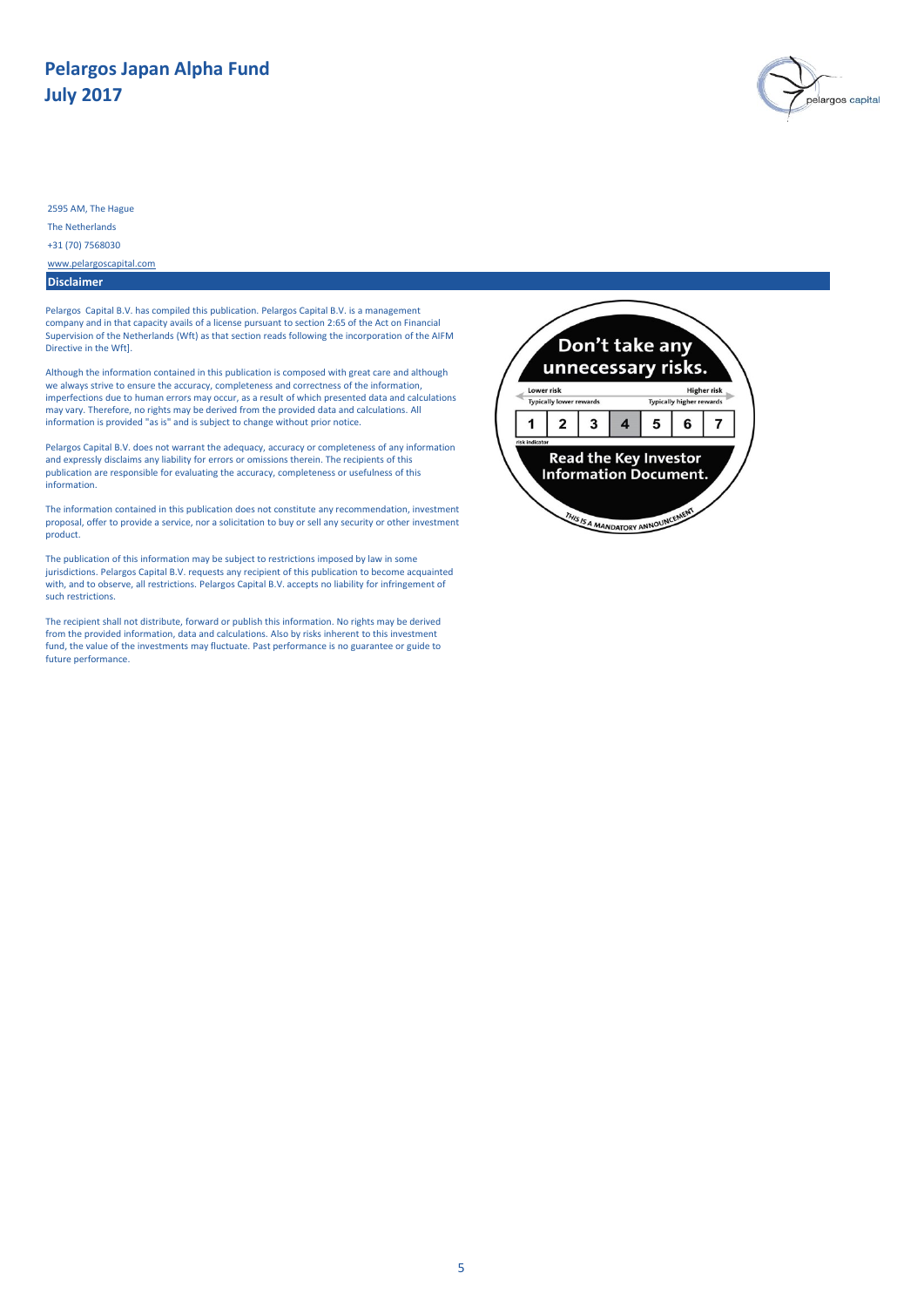# Pelargos Japan Alpha Fund
# July 2017

2595 AM, The Hague

The Netherlands

+31 (70) 7568030

www.pelargoscapital.com

## Disclaimer

Pelargos Capital B.V. has compiled this publication. Pelargos Capital B.V. is a management company and in that capacity avails of a license pursuant to section 2:65 of the Act on Financial Supervision of the Netherlands (Wft) as that section reads following the incorporation of the AIFM Directive in the Wft].

Although the information contained in this publication is composed with great care and although we always strive to ensure the accuracy, completeness and correctness of the information, imperfections due to human errors may occur, as a result of which presented data and calculations may vary. Therefore, no rights may be derived from the provided data and calculations. All information is provided "as is" and is subject to change without prior notice.

Pelargos Capital B.V. does not warrant the adequacy, accuracy or completeness of any information and expressly disclaims any liability for errors or omissions therein. The recipients of this publication are responsible for evaluating the accuracy, completeness or usefulness of this information.

The information contained in this publication does not constitute any recommendation, investment proposal, offer to provide a service, nor a solicitation to buy or sell any security or other investment product.

The publication of this information may be subject to restrictions imposed by law in some jurisdictions. Pelargos Capital B.V. requests any recipient of this publication to become acquainted with, and to observe, all restrictions. Pelargos Capital B.V. accepts no liability for infringement of such restrictions.

The recipient shall not distribute, forward or publish this information. No rights may be derived from the provided information, data and calculations. Also by risks inherent to this investment fund, the value of the investments may fluctuate. Past performance is no guarantee or guide to future performance.

Don't take any unnecessary risks.

Lower risk — Typically lower rewards

Higher risk — Typically higher rewards

1 2 3 4 5 6 7

risk indicator

Read the Key Investor Information Document.

THIS IS A MANDATORY ANNOUNCEMENT